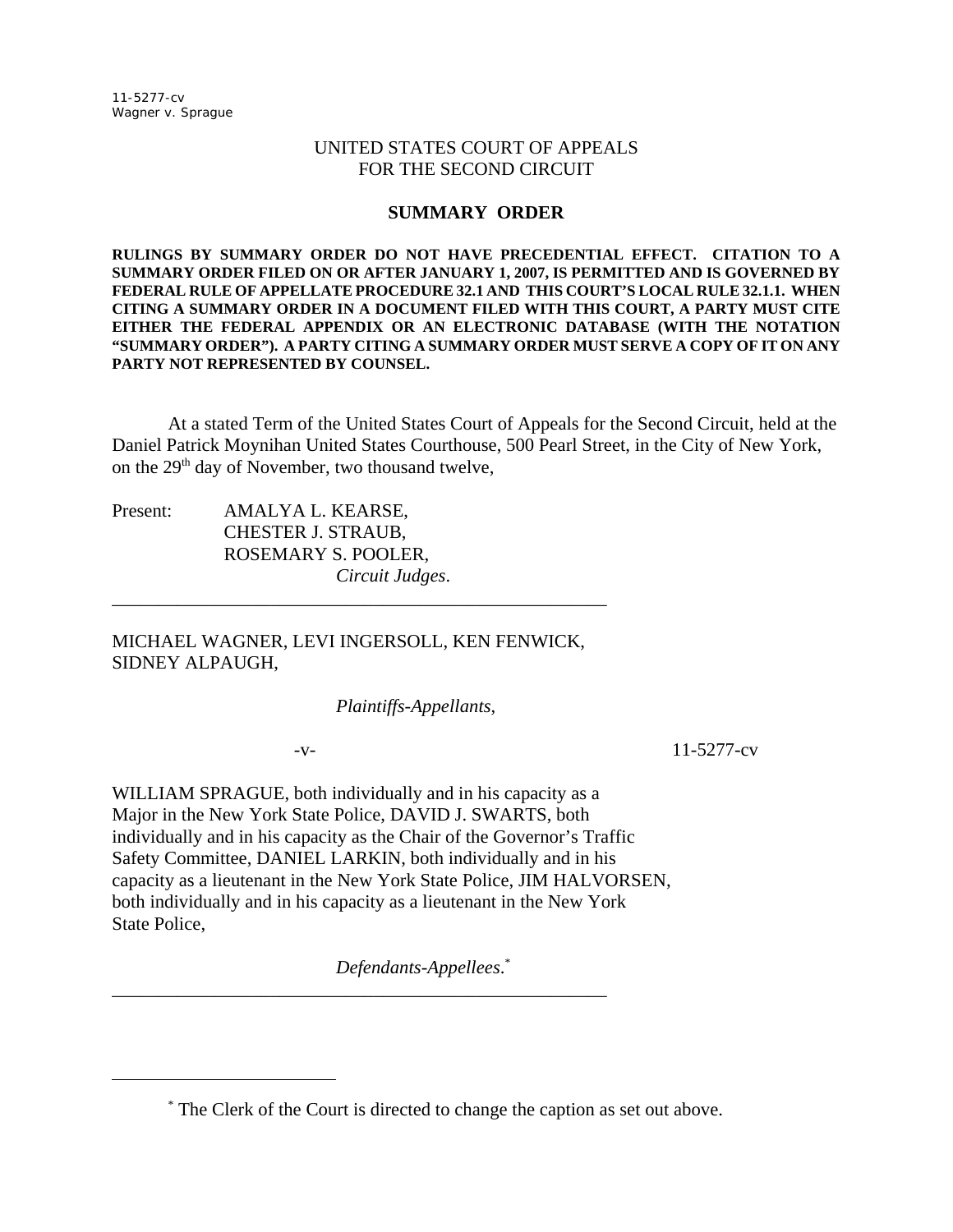11-5277-cv
Wagner v. Sprague

UNITED STATES COURT OF APPEALS
FOR THE SECOND CIRCUIT

**SUMMARY ORDER**

**RULINGS BY SUMMARY ORDER DO NOT HAVE PRECEDENTIAL EFFECT. CITATION TO A SUMMARY ORDER FILED ON OR AFTER JANUARY 1, 2007, IS PERMITTED AND IS GOVERNED BY FEDERAL RULE OF APPELLATE PROCEDURE 32.1 AND THIS COURT'S LOCAL RULE 32.1.1. WHEN CITING A SUMMARY ORDER IN A DOCUMENT FILED WITH THIS COURT, A PARTY MUST CITE EITHER THE FEDERAL APPENDIX OR AN ELECTRONIC DATABASE (WITH THE NOTATION "SUMMARY ORDER"). A PARTY CITING A SUMMARY ORDER MUST SERVE A COPY OF IT ON ANY PARTY NOT REPRESENTED BY COUNSEL.**

At a stated Term of the United States Court of Appeals for the Second Circuit, held at the Daniel Patrick Moynihan United States Courthouse, 500 Pearl Street, in the City of New York, on the 29th day of November, two thousand twelve,

Present: AMALYA L. KEARSE,
CHESTER J. STRAUB,
ROSEMARY S. POOLER,
*Circuit Judges*.

_______________________________________________

MICHAEL WAGNER, LEVI INGERSOLL, KEN FENWICK, SIDNEY ALPAUGH,

*Plaintiffs-Appellants*,

-v- 11-5277-cv

WILLIAM SPRAGUE, both individually and in his capacity as a Major in the New York State Police, DAVID J. SWARTS, both individually and in his capacity as the Chair of the Governor's Traffic Safety Committee, DANIEL LARKIN, both individually and in his capacity as a lieutenant in the New York State Police, JIM HALVORSEN, both individually and in his capacity as a lieutenant in the New York State Police,

*Defendants-Appellees*.[*]

_______________________________________________

[*] The Clerk of the Court is directed to change the caption as set out above.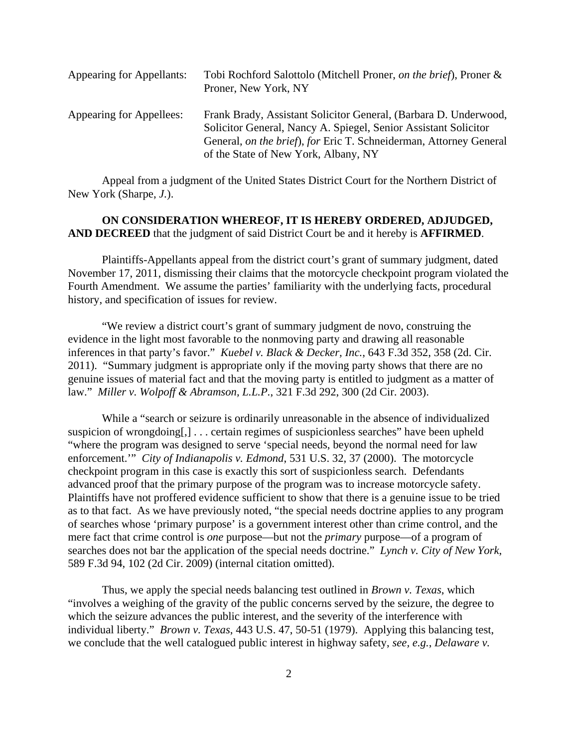| | |
|---|---|
| Appearing for Appellants: | Tobi Rochford Salottolo (Mitchell Proner, *on the brief*), Proner & Proner, New York, NY |
| Appearing for Appellees: | Frank Brady, Assistant Solicitor General, (Barbara D. Underwood, Solicitor General, Nancy A. Spiegel, Senior Assistant Solicitor General, *on the brief*), *for* Eric T. Schneiderman, Attorney General of the State of New York, Albany, NY |

Appeal from a judgment of the United States District Court for the Northern District of New York (Sharpe, *J.*).

**ON CONSIDERATION WHEREOF, IT IS HEREBY ORDERED, ADJUDGED, AND DECREED** that the judgment of said District Court be and it hereby is **AFFIRMED**.

Plaintiffs-Appellants appeal from the district court's grant of summary judgment, dated November 17, 2011, dismissing their claims that the motorcycle checkpoint program violated the Fourth Amendment. We assume the parties' familiarity with the underlying facts, procedural history, and specification of issues for review.

"We review a district court's grant of summary judgment de novo, construing the evidence in the light most favorable to the nonmoving party and drawing all reasonable inferences in that party's favor." *Kuebel v. Black & Decker, Inc.*, 643 F.3d 352, 358 (2d. Cir. 2011). "Summary judgment is appropriate only if the moving party shows that there are no genuine issues of material fact and that the moving party is entitled to judgment as a matter of law." *Miller v. Wolpoff & Abramson, L.L.P.*, 321 F.3d 292, 300 (2d Cir. 2003).

While a "search or seizure is ordinarily unreasonable in the absence of individualized suspicion of wrongdoing[,] . . . certain regimes of suspicionless searches" have been upheld "where the program was designed to serve 'special needs, beyond the normal need for law enforcement.'" *City of Indianapolis v. Edmond*, 531 U.S. 32, 37 (2000). The motorcycle checkpoint program in this case is exactly this sort of suspicionless search. Defendants advanced proof that the primary purpose of the program was to increase motorcycle safety. Plaintiffs have not proffered evidence sufficient to show that there is a genuine issue to be tried as to that fact. As we have previously noted, "the special needs doctrine applies to any program of searches whose 'primary purpose' is a government interest other than crime control, and the mere fact that crime control is *one* purpose—but not the *primary* purpose—of a program of searches does not bar the application of the special needs doctrine." *Lynch v. City of New York*, 589 F.3d 94, 102 (2d Cir. 2009) (internal citation omitted).

Thus, we apply the special needs balancing test outlined in *Brown v. Texas*, which "involves a weighing of the gravity of the public concerns served by the seizure, the degree to which the seizure advances the public interest, and the severity of the interference with individual liberty." *Brown v. Texas*, 443 U.S. 47, 50-51 (1979). Applying this balancing test, we conclude that the well catalogued public interest in highway safety, *see, e.g.*, *Delaware v.*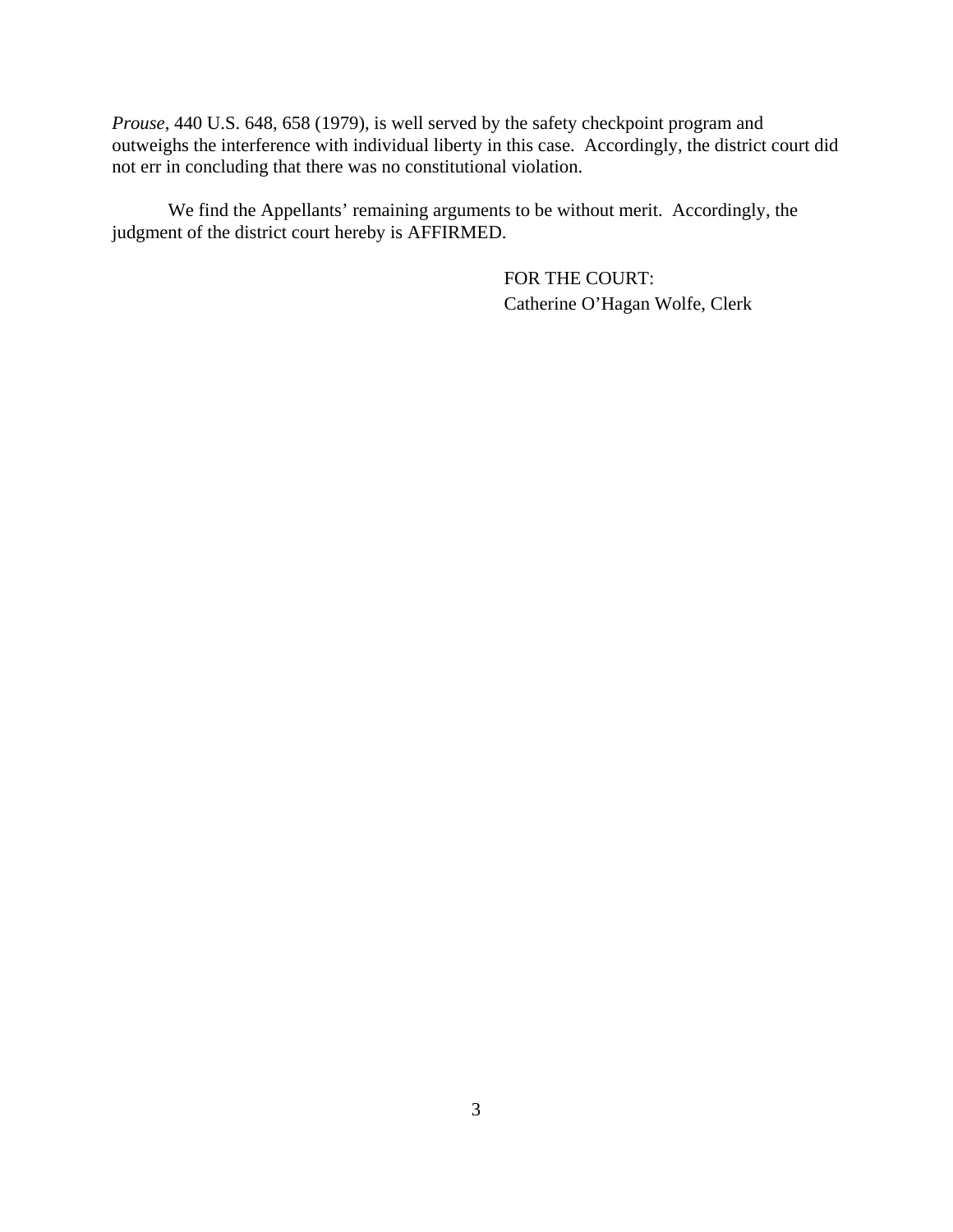*Prouse*, 440 U.S. 648, 658 (1979), is well served by the safety checkpoint program and outweighs the interference with individual liberty in this case. Accordingly, the district court did not err in concluding that there was no constitutional violation.

We find the Appellants' remaining arguments to be without merit. Accordingly, the judgment of the district court hereby is AFFIRMED.

FOR THE COURT:
Catherine O'Hagan Wolfe, Clerk